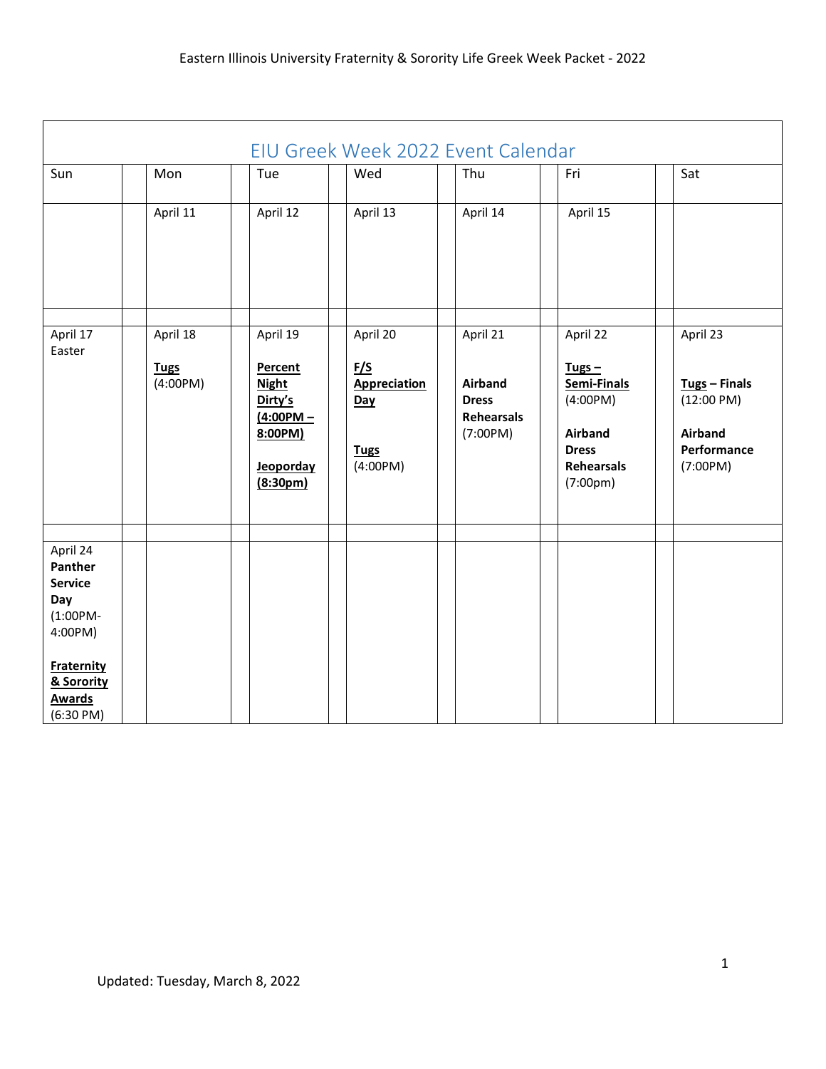## EIU Greek Week 2022 Event Calendar

| Sun | Mon | Tue | Wed | Thu | Fri | Sat |
|---|---|---|---|---|---|---|
| | April 11 | April 12 | April 13 | April 14 | April 15 | |
| April 17<br>Easter | April 18<br><br>**Tugs**<br>(4:00PM) | April 19<br><br>**Percent Night Dirty's (4:00PM – 8:00PM)**<br><br>**Jeoporday (8:30pm)** | April 20<br><br>**F/S Appreciation Day**<br><br>**Tugs**<br>(4:00PM) | April 21<br><br>**Airband Dress Rehearsals**<br>(7:00PM) | April 22<br><br>**Tugs – Semi-Finals**<br>(4:00PM)<br><br>**Airband Dress Rehearsals**<br>(7:00pm) | April 23<br><br>**Tugs – Finals**<br>(12:00 PM)<br><br>**Airband Performance**<br>(7:00PM) |
| April 24<br>**Panther Service Day**<br>(1:00PM-4:00PM)<br><br>**Fraternity & Sorority Awards**<br>(6:30 PM) | | | | | | |

Updated: Tuesday, March 8, 2022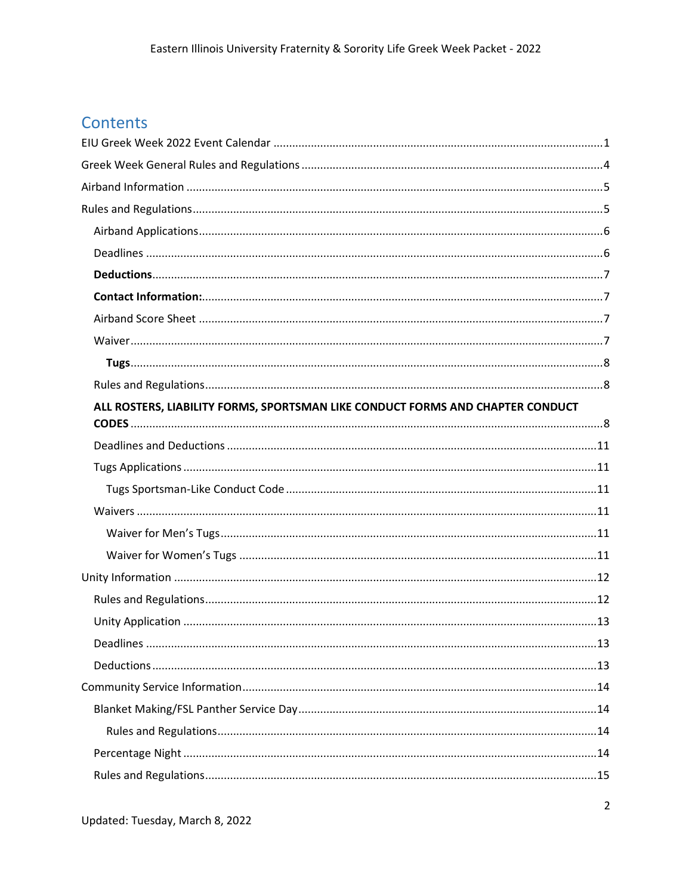# Contents

EIU Greek Week 2022 Event Calendar ..... 1

Greek Week General Rules and Regulations ..... 4

Airband Information ..... 5

Rules and Regulations ..... 5

- Airband Applications ..... 6
- Deadlines ..... 6
- **Deductions** ..... 7
- **Contact Information:** ..... 7
- Airband Score Sheet ..... 7
- Waiver ..... 7
  - **Tugs** ..... 8
- Rules and Regulations ..... 8
- **ALL ROSTERS, LIABILITY FORMS, SPORTSMAN LIKE CONDUCT FORMS AND CHAPTER CONDUCT CODES** ..... 8
- Deadlines and Deductions ..... 11
- Tugs Applications ..... 11
  - Tugs Sportsman-Like Conduct Code ..... 11
- Waivers ..... 11
  - Waiver for Men's Tugs ..... 11
  - Waiver for Women's Tugs ..... 11

Unity Information ..... 12

- Rules and Regulations ..... 12
- Unity Application ..... 13
- Deadlines ..... 13
- Deductions ..... 13

Community Service Information ..... 14

- Blanket Making/FSL Panther Service Day ..... 14
  - Rules and Regulations ..... 14
- Percentage Night ..... 14
- Rules and Regulations ..... 15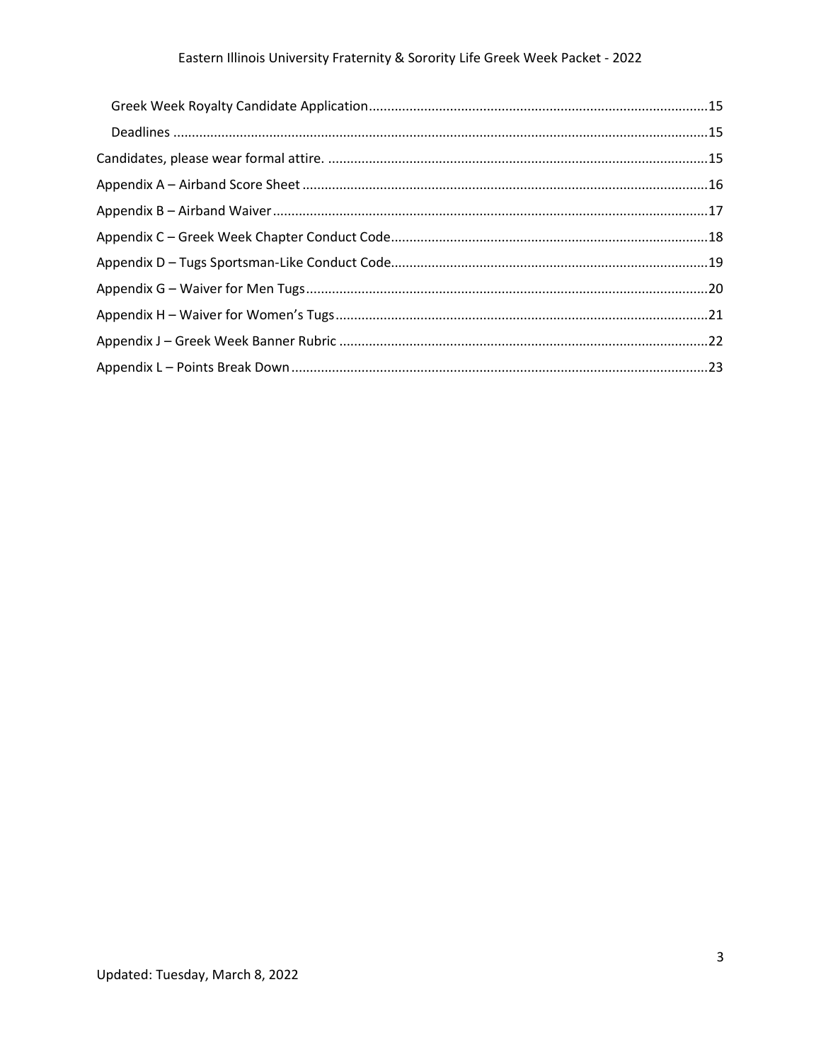Greek Week Royalty Candidate Application ........ 15

Deadlines ........ 15

Candidates, please wear formal attire. ........ 15

Appendix A – Airband Score Sheet ........ 16

Appendix B – Airband Waiver ........ 17

Appendix C – Greek Week Chapter Conduct Code ........ 18

Appendix D – Tugs Sportsman-Like Conduct Code ........ 19

Appendix G – Waiver for Men Tugs ........ 20

Appendix H – Waiver for Women's Tugs ........ 21

Appendix J – Greek Week Banner Rubric ........ 22

Appendix L – Points Break Down ........ 23

Updated: Tuesday, March 8, 2022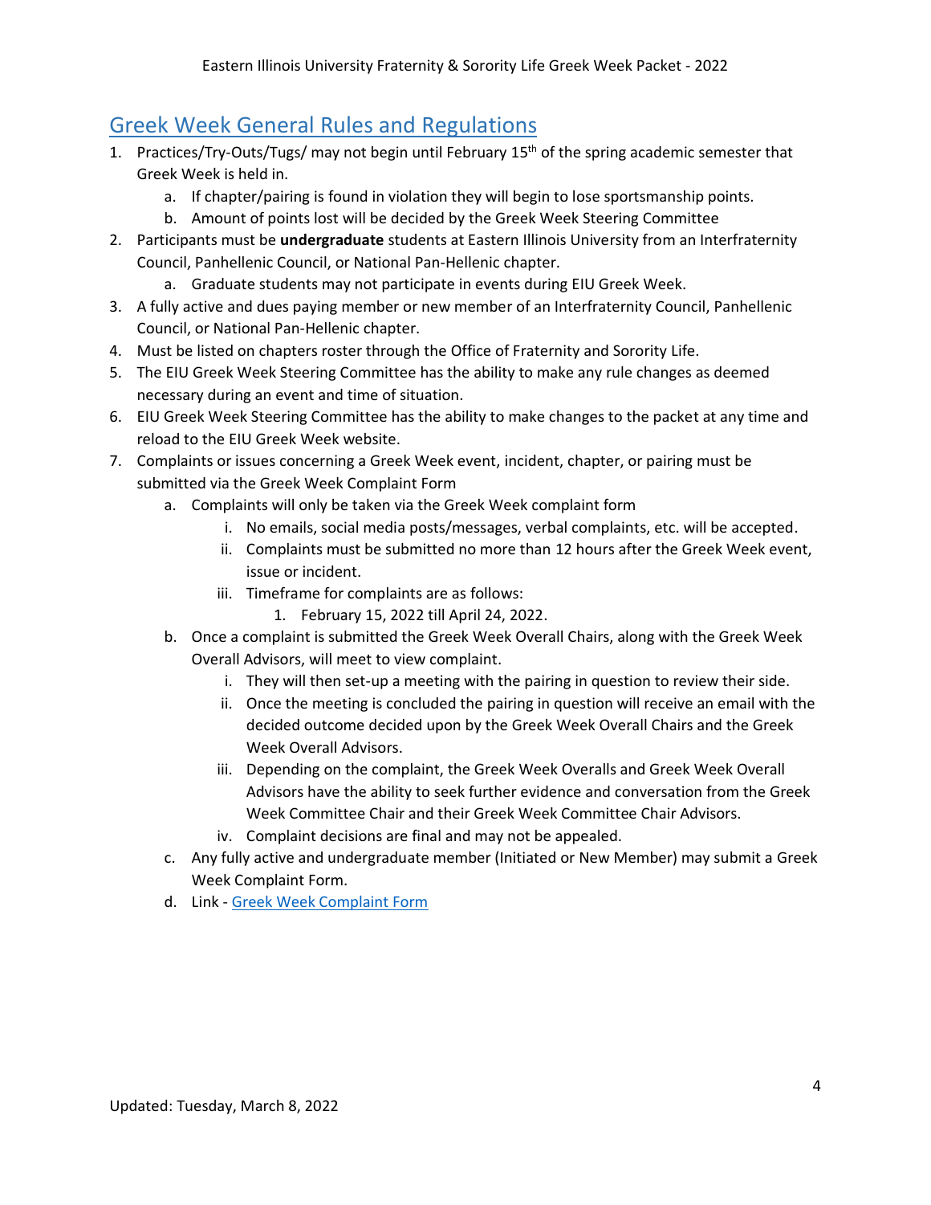## Greek Week General Rules and Regulations

1. Practices/Try-Outs/Tugs/ may not begin until February 15th of the spring academic semester that Greek Week is held in.
    a. If chapter/pairing is found in violation they will begin to lose sportsmanship points.
    b. Amount of points lost will be decided by the Greek Week Steering Committee
2. Participants must be **undergraduate** students at Eastern Illinois University from an Interfraternity Council, Panhellenic Council, or National Pan-Hellenic chapter.
    a. Graduate students may not participate in events during EIU Greek Week.
3. A fully active and dues paying member or new member of an Interfraternity Council, Panhellenic Council, or National Pan-Hellenic chapter.
4. Must be listed on chapters roster through the Office of Fraternity and Sorority Life.
5. The EIU Greek Week Steering Committee has the ability to make any rule changes as deemed necessary during an event and time of situation.
6. EIU Greek Week Steering Committee has the ability to make changes to the packet at any time and reload to the EIU Greek Week website.
7. Complaints or issues concerning a Greek Week event, incident, chapter, or pairing must be submitted via the Greek Week Complaint Form
    a. Complaints will only be taken via the Greek Week complaint form
        i. No emails, social media posts/messages, verbal complaints, etc. will be accepted.
        ii. Complaints must be submitted no more than 12 hours after the Greek Week event, issue or incident.
        iii. Timeframe for complaints are as follows:
            1. February 15, 2022 till April 24, 2022.
    b. Once a complaint is submitted the Greek Week Overall Chairs, along with the Greek Week Overall Advisors, will meet to view complaint.
        i. They will then set-up a meeting with the pairing in question to review their side.
        ii. Once the meeting is concluded the pairing in question will receive an email with the decided outcome decided upon by the Greek Week Overall Chairs and the Greek Week Overall Advisors.
        iii. Depending on the complaint, the Greek Week Overalls and Greek Week Overall Advisors have the ability to seek further evidence and conversation from the Greek Week Committee Chair and their Greek Week Committee Chair Advisors.
        iv. Complaint decisions are final and may not be appealed.
    c. Any fully active and undergraduate member (Initiated or New Member) may submit a Greek Week Complaint Form.
    d. Link - Greek Week Complaint Form

Updated: Tuesday, March 8, 2022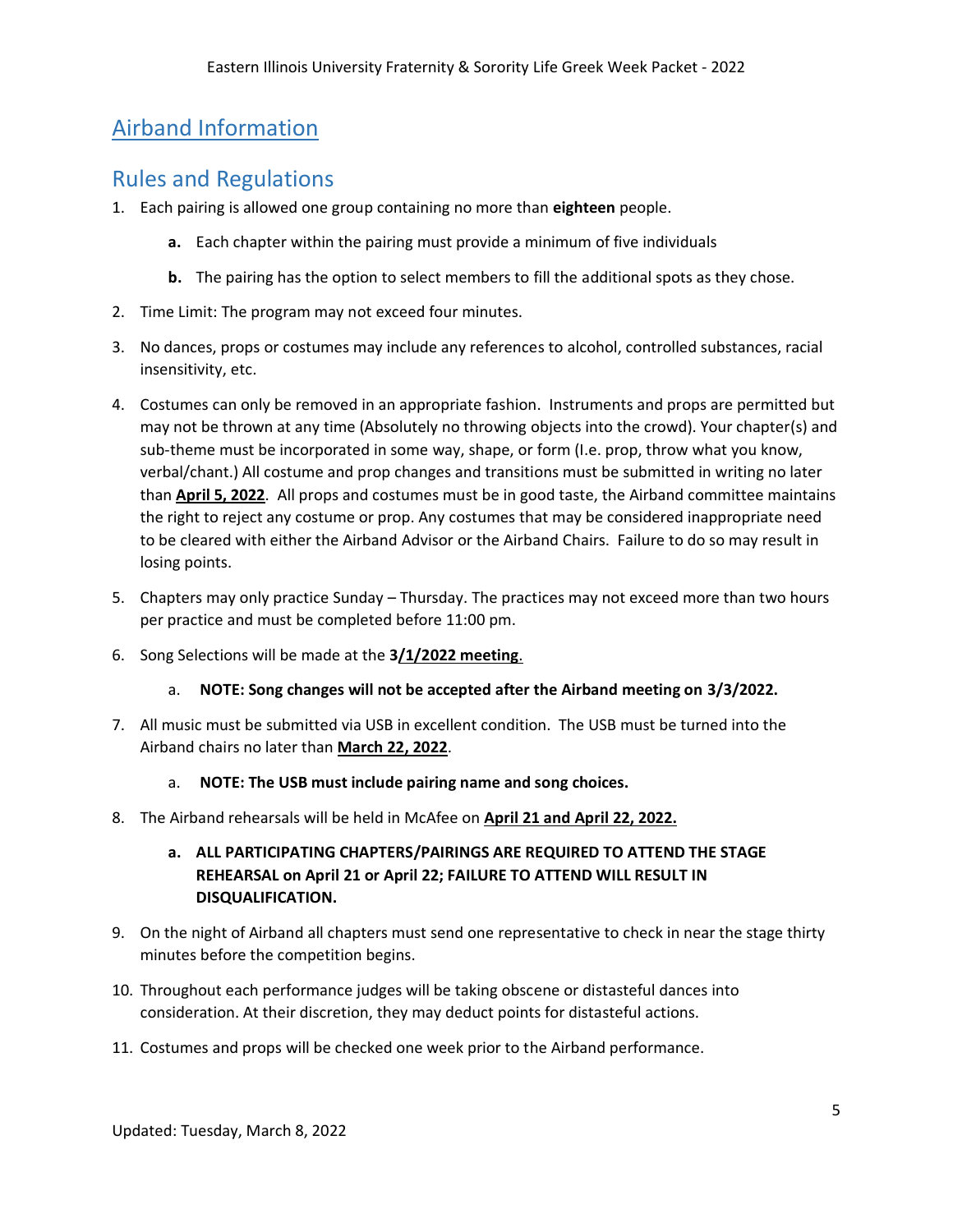# Airband Information

## Rules and Regulations

1. Each pairing is allowed one group containing no more than **eighteen** people.
    - **a.** Each chapter within the pairing must provide a minimum of five individuals
    - **b.** The pairing has the option to select members to fill the additional spots as they chose.
2. Time Limit: The program may not exceed four minutes.
3. No dances, props or costumes may include any references to alcohol, controlled substances, racial insensitivity, etc.
4. Costumes can only be removed in an appropriate fashion. Instruments and props are permitted but may not be thrown at any time (Absolutely no throwing objects into the crowd). Your chapter(s) and sub-theme must be incorporated in some way, shape, or form (I.e. prop, throw what you know, verbal/chant.) All costume and prop changes and transitions must be submitted in writing no later than **April 5, 2022**. All props and costumes must be in good taste, the Airband committee maintains the right to reject any costume or prop. Any costumes that may be considered inappropriate need to be cleared with either the Airband Advisor or the Airband Chairs. Failure to do so may result in losing points.
5. Chapters may only practice Sunday – Thursday. The practices may not exceed more than two hours per practice and must be completed before 11:00 pm.
6. Song Selections will be made at the **3/1/2022 meeting**.
    - a. **NOTE: Song changes will not be accepted after the Airband meeting on 3/3/2022.**
7. All music must be submitted via USB in excellent condition. The USB must be turned into the Airband chairs no later than **March 22, 2022**.
    - a. **NOTE: The USB must include pairing name and song choices.**
8. The Airband rehearsals will be held in McAfee on **April 21 and April 22, 2022.**
    - **a. ALL PARTICIPATING CHAPTERS/PAIRINGS ARE REQUIRED TO ATTEND THE STAGE REHEARSAL on April 21 or April 22; FAILURE TO ATTEND WILL RESULT IN DISQUALIFICATION.**
9. On the night of Airband all chapters must send one representative to check in near the stage thirty minutes before the competition begins.
10. Throughout each performance judges will be taking obscene or distasteful dances into consideration. At their discretion, they may deduct points for distasteful actions.
11. Costumes and props will be checked one week prior to the Airband performance.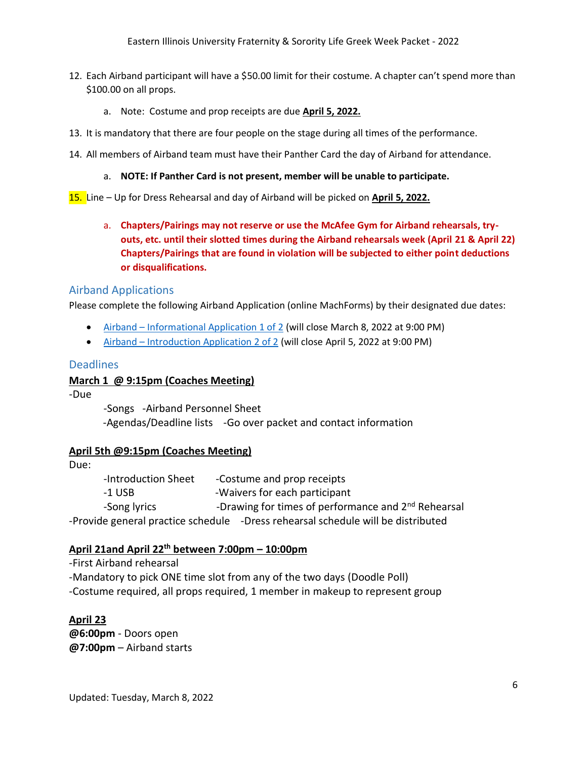12. Each Airband participant will have a $50.00 limit for their costume. A chapter can't spend more than $100.00 on all props.
    a. Note: Costume and prop receipts are due **April 5, 2022.**
13. It is mandatory that there are four people on the stage during all times of the performance.
14. All members of Airband team must have their Panther Card the day of Airband for attendance.
    a. **NOTE: If Panther Card is not present, member will be unable to participate.**
15. Line – Up for Dress Rehearsal and day of Airband will be picked on **April 5, 2022.**
    a. **Chapters/Pairings may not reserve or use the McAfee Gym for Airband rehearsals, try-outs, etc. until their slotted times during the Airband rehearsals week (April 21 & April 22) Chapters/Pairings that are found in violation will be subjected to either point deductions or disqualifications.**

## Airband Applications

Please complete the following Airband Application (online MachForms) by their designated due dates:

- Airband – Informational Application 1 of 2 (will close March 8, 2022 at 9:00 PM)
- Airband – Introduction Application 2 of 2 (will close April 5, 2022 at 9:00 PM)

## Deadlines

**March 1 @ 9:15pm (Coaches Meeting)**

-Due

-Songs -Airband Personnel Sheet

-Agendas/Deadline lists -Go over packet and contact information

**April 5th @9:15pm (Coaches Meeting)**

Due:

-Introduction Sheet -Costume and prop receipts

-1 USB -Waivers for each participant

-Song lyrics -Drawing for times of performance and 2nd Rehearsal

-Provide general practice schedule -Dress rehearsal schedule will be distributed

**April 21and April 22th between 7:00pm – 10:00pm**

-First Airband rehearsal

-Mandatory to pick ONE time slot from any of the two days (Doodle Poll)

-Costume required, all props required, 1 member in makeup to represent group

**April 23**

**@6:00pm** - Doors open

**@7:00pm** – Airband starts

Updated: Tuesday, March 8, 2022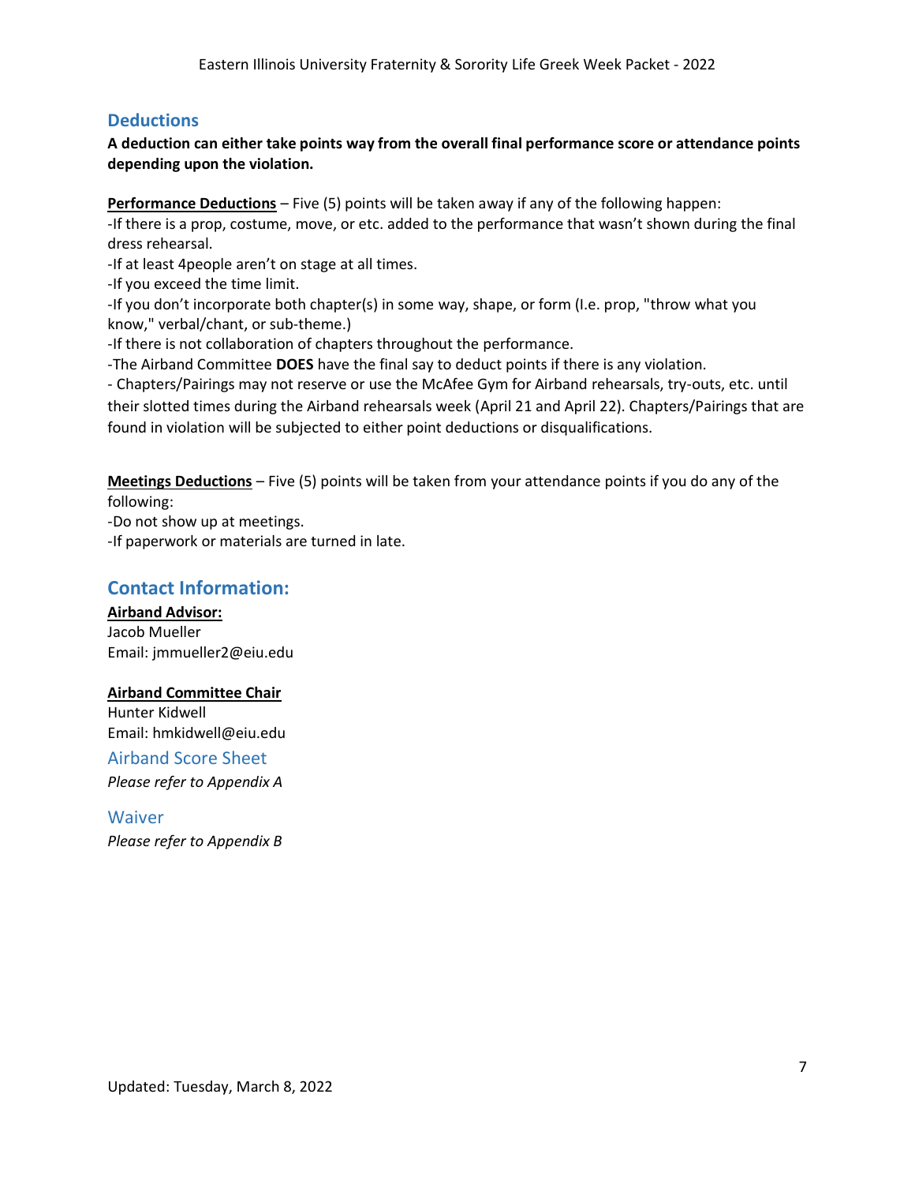## Deductions

**A deduction can either take points way from the overall final performance score or attendance points depending upon the violation.**

**Performance Deductions** – Five (5) points will be taken away if any of the following happen:
-If there is a prop, costume, move, or etc. added to the performance that wasn't shown during the final dress rehearsal.
-If at least 4people aren't on stage at all times.
-If you exceed the time limit.
-If you don't incorporate both chapter(s) in some way, shape, or form (I.e. prop, "throw what you know," verbal/chant, or sub-theme.)
-If there is not collaboration of chapters throughout the performance.
-The Airband Committee **DOES** have the final say to deduct points if there is any violation.
- Chapters/Pairings may not reserve or use the McAfee Gym for Airband rehearsals, try-outs, etc. until their slotted times during the Airband rehearsals week (April 21 and April 22). Chapters/Pairings that are found in violation will be subjected to either point deductions or disqualifications.

**Meetings Deductions** – Five (5) points will be taken from your attendance points if you do any of the following:
-Do not show up at meetings.
-If paperwork or materials are turned in late.

## Contact Information:

**Airband Advisor:**
Jacob Mueller
Email: jmmueller2@eiu.edu

**Airband Committee Chair**
Hunter Kidwell
Email: hmkidwell@eiu.edu

### Airband Score Sheet

*Please refer to Appendix A*

### Waiver

*Please refer to Appendix B*

Updated: Tuesday, March 8, 2022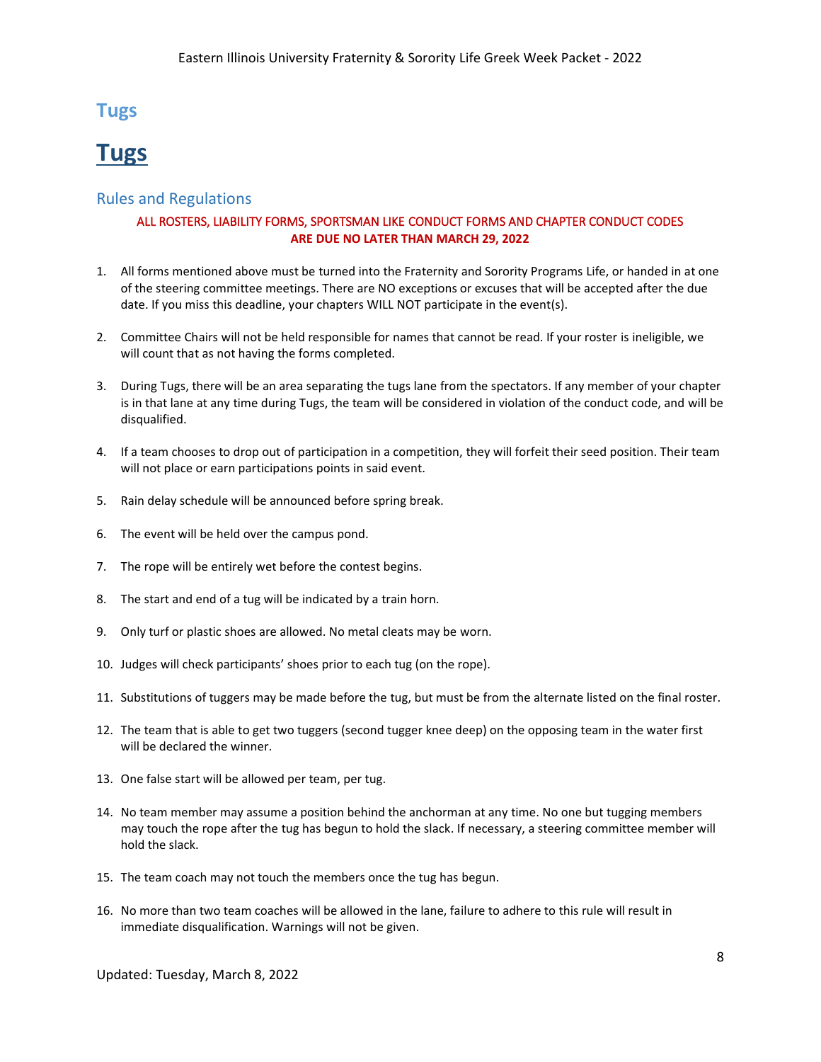## Tugs

# Tugs

### Rules and Regulations

**ALL ROSTERS, LIABILITY FORMS, SPORTSMAN LIKE CONDUCT FORMS AND CHAPTER CONDUCT CODES ARE DUE NO LATER THAN MARCH 29, 2022**

1. All forms mentioned above must be turned into the Fraternity and Sorority Programs Life, or handed in at one of the steering committee meetings. There are NO exceptions or excuses that will be accepted after the due date. If you miss this deadline, your chapters WILL NOT participate in the event(s).

2. Committee Chairs will not be held responsible for names that cannot be read. If your roster is ineligible, we will count that as not having the forms completed.

3. During Tugs, there will be an area separating the tugs lane from the spectators. If any member of your chapter is in that lane at any time during Tugs, the team will be considered in violation of the conduct code, and will be disqualified.

4. If a team chooses to drop out of participation in a competition, they will forfeit their seed position. Their team will not place or earn participations points in said event.

5. Rain delay schedule will be announced before spring break.

6. The event will be held over the campus pond.

7. The rope will be entirely wet before the contest begins.

8. The start and end of a tug will be indicated by a train horn.

9. Only turf or plastic shoes are allowed. No metal cleats may be worn.

10. Judges will check participants' shoes prior to each tug (on the rope).

11. Substitutions of tuggers may be made before the tug, but must be from the alternate listed on the final roster.

12. The team that is able to get two tuggers (second tugger knee deep) on the opposing team in the water first will be declared the winner.

13. One false start will be allowed per team, per tug.

14. No team member may assume a position behind the anchorman at any time. No one but tugging members may touch the rope after the tug has begun to hold the slack. If necessary, a steering committee member will hold the slack.

15. The team coach may not touch the members once the tug has begun.

16. No more than two team coaches will be allowed in the lane, failure to adhere to this rule will result in immediate disqualification. Warnings will not be given.

Updated: Tuesday, March 8, 2022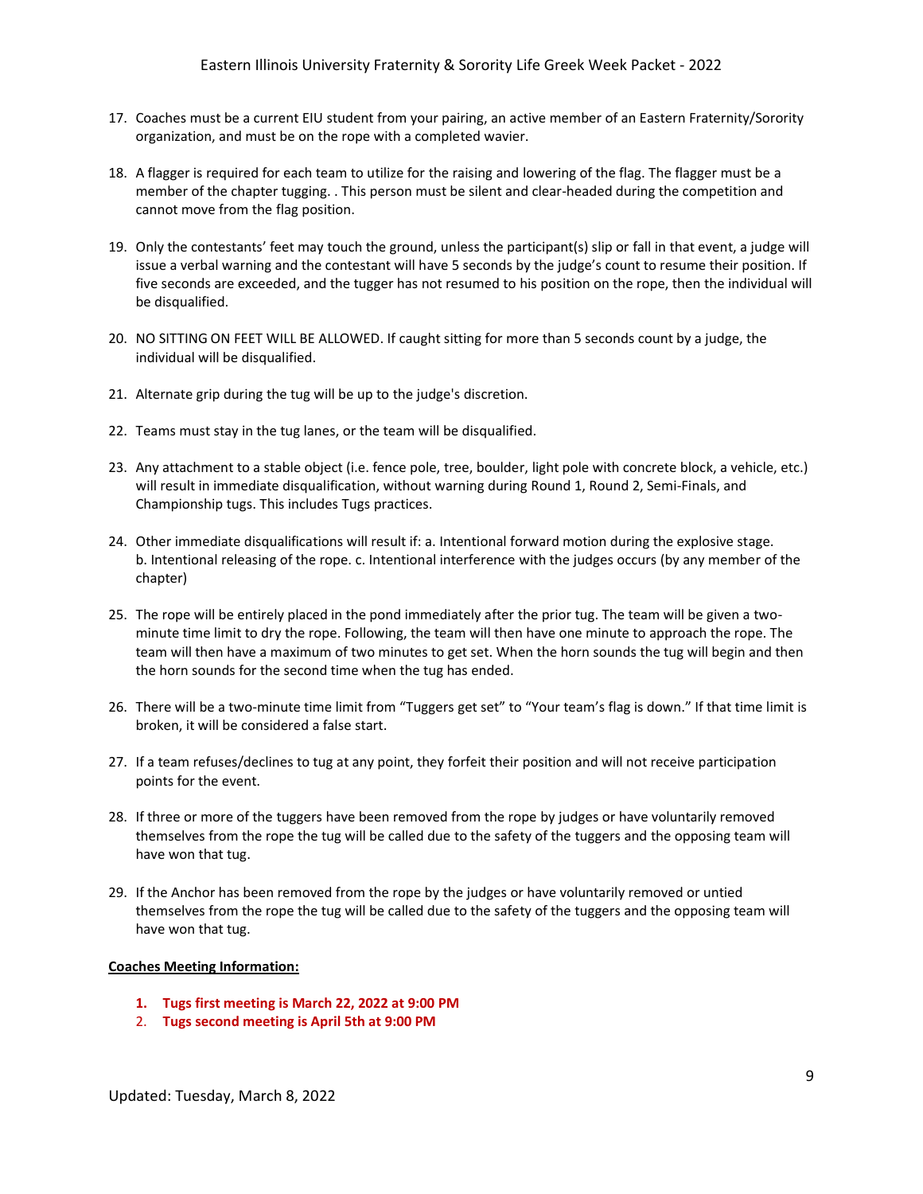17. Coaches must be a current EIU student from your pairing, an active member of an Eastern Fraternity/Sorority organization, and must be on the rope with a completed wavier.

18. A flagger is required for each team to utilize for the raising and lowering of the flag. The flagger must be a member of the chapter tugging. . This person must be silent and clear-headed during the competition and cannot move from the flag position.

19. Only the contestants' feet may touch the ground, unless the participant(s) slip or fall in that event, a judge will issue a verbal warning and the contestant will have 5 seconds by the judge's count to resume their position. If five seconds are exceeded, and the tugger has not resumed to his position on the rope, then the individual will be disqualified.

20. NO SITTING ON FEET WILL BE ALLOWED. If caught sitting for more than 5 seconds count by a judge, the individual will be disqualified.

21. Alternate grip during the tug will be up to the judge's discretion.

22. Teams must stay in the tug lanes, or the team will be disqualified.

23. Any attachment to a stable object (i.e. fence pole, tree, boulder, light pole with concrete block, a vehicle, etc.) will result in immediate disqualification, without warning during Round 1, Round 2, Semi-Finals, and Championship tugs. This includes Tugs practices.

24. Other immediate disqualifications will result if: a. Intentional forward motion during the explosive stage. b. Intentional releasing of the rope. c. Intentional interference with the judges occurs (by any member of the chapter)

25. The rope will be entirely placed in the pond immediately after the prior tug. The team will be given a two-minute time limit to dry the rope. Following, the team will then have one minute to approach the rope. The team will then have a maximum of two minutes to get set. When the horn sounds the tug will begin and then the horn sounds for the second time when the tug has ended.

26. There will be a two-minute time limit from "Tuggers get set" to "Your team's flag is down." If that time limit is broken, it will be considered a false start.

27. If a team refuses/declines to tug at any point, they forfeit their position and will not receive participation points for the event.

28. If three or more of the tuggers have been removed from the rope by judges or have voluntarily removed themselves from the rope the tug will be called due to the safety of the tuggers and the opposing team will have won that tug.

29. If the Anchor has been removed from the rope by the judges or have voluntarily removed or untied themselves from the rope the tug will be called due to the safety of the tuggers and the opposing team will have won that tug.

**Coaches Meeting Information:**

1. **Tugs first meeting is March 22, 2022 at 9:00 PM**
2. **Tugs second meeting is April 5th at 9:00 PM**

Updated: Tuesday, March 8, 2022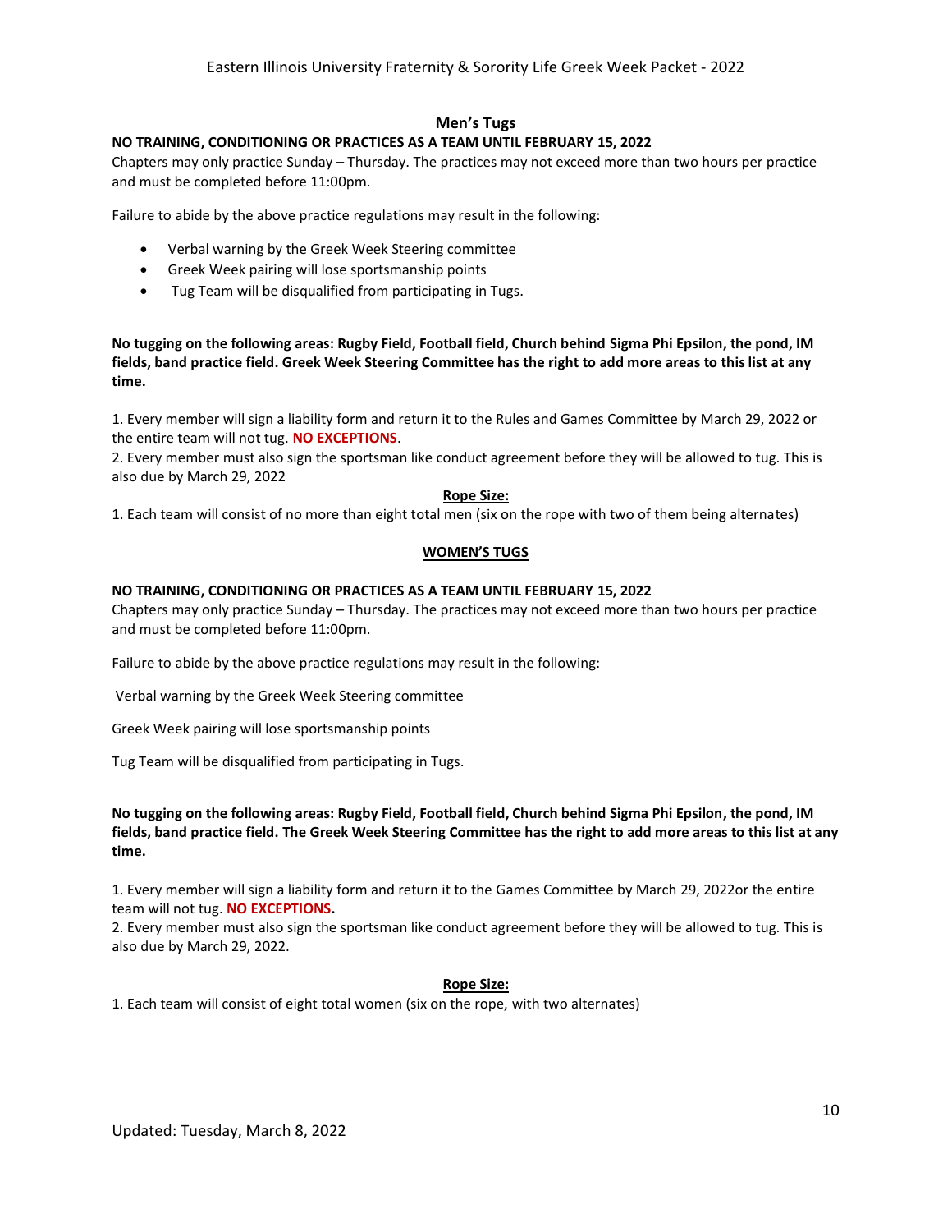## Men's Tugs

**NO TRAINING, CONDITIONING OR PRACTICES AS A TEAM UNTIL FEBRUARY 15, 2022**

Chapters may only practice Sunday – Thursday. The practices may not exceed more than two hours per practice and must be completed before 11:00pm.

Failure to abide by the above practice regulations may result in the following:

- Verbal warning by the Greek Week Steering committee
- Greek Week pairing will lose sportsmanship points
- Tug Team will be disqualified from participating in Tugs.

**No tugging on the following areas: Rugby Field, Football field, Church behind Sigma Phi Epsilon, the pond, IM fields, band practice field. Greek Week Steering Committee has the right to add more areas to this list at any time.**

1. Every member will sign a liability form and return it to the Rules and Games Committee by March 29, 2022 or the entire team will not tug. **NO EXCEPTIONS**.
2. Every member must also sign the sportsman like conduct agreement before they will be allowed to tug. This is also due by March 29, 2022

### Rope Size:

1. Each team will consist of no more than eight total men (six on the rope with two of them being alternates)

## WOMEN'S TUGS

**NO TRAINING, CONDITIONING OR PRACTICES AS A TEAM UNTIL FEBRUARY 15, 2022**

Chapters may only practice Sunday – Thursday. The practices may not exceed more than two hours per practice and must be completed before 11:00pm.

Failure to abide by the above practice regulations may result in the following:

Verbal warning by the Greek Week Steering committee

Greek Week pairing will lose sportsmanship points

Tug Team will be disqualified from participating in Tugs.

**No tugging on the following areas: Rugby Field, Football field, Church behind Sigma Phi Epsilon, the pond, IM fields, band practice field. The Greek Week Steering Committee has the right to add more areas to this list at any time.**

1. Every member will sign a liability form and return it to the Games Committee by March 29, 2022or the entire team will not tug. **NO EXCEPTIONS.**
2. Every member must also sign the sportsman like conduct agreement before they will be allowed to tug. This is also due by March 29, 2022.

### Rope Size:

1. Each team will consist of eight total women (six on the rope, with two alternates)

Updated: Tuesday, March 8, 2022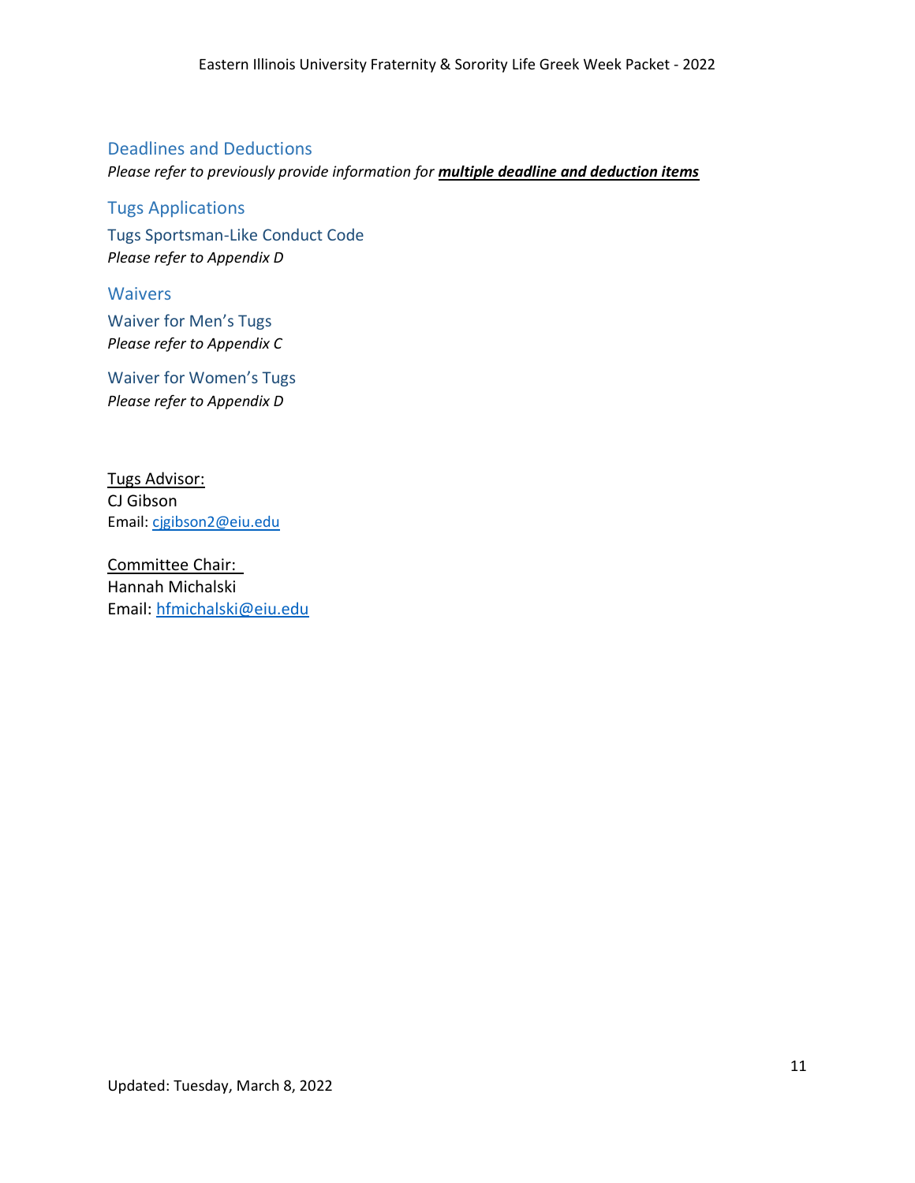## Deadlines and Deductions

*Please refer to previously provide information for* ***multiple deadline and deduction items***

## Tugs Applications

### Tugs Sportsman-Like Conduct Code

*Please refer to Appendix D*

## Waivers

### Waiver for Men's Tugs

*Please refer to Appendix C*

### Waiver for Women's Tugs

*Please refer to Appendix D*

Tugs Advisor:
CJ Gibson
Email: cjgibson2@eiu.edu

Committee Chair:
Hannah Michalski
Email: hfmichalski@eiu.edu

Updated: Tuesday, March 8, 2022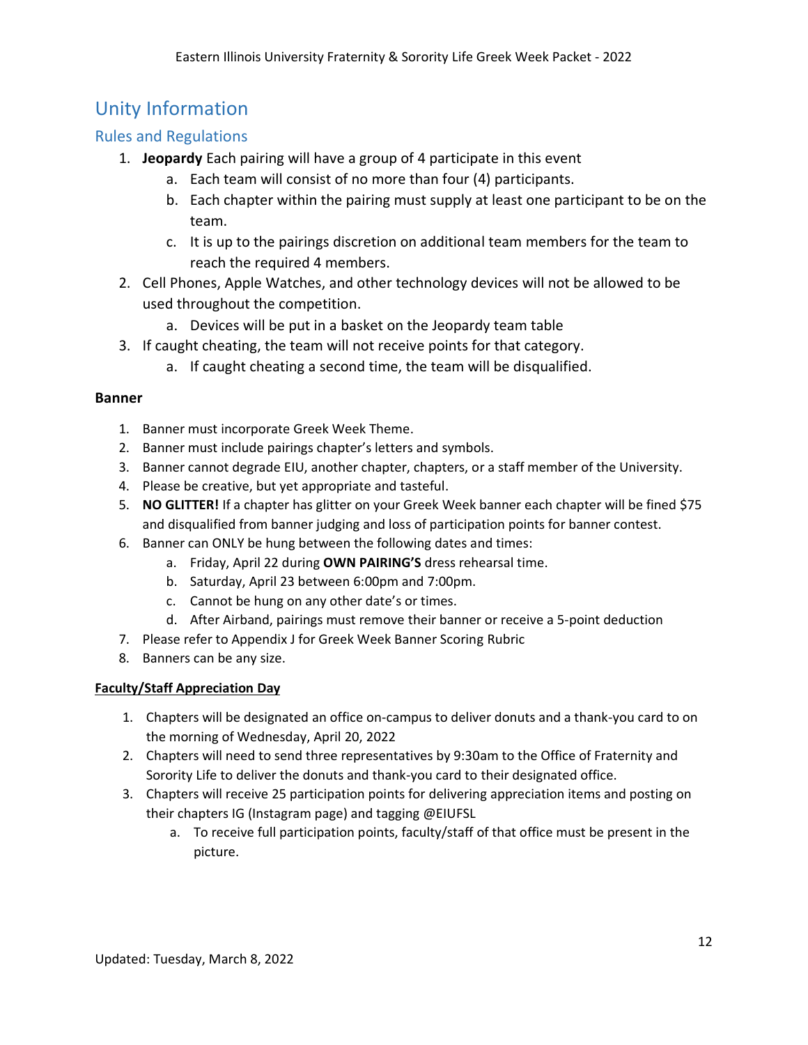## Unity Information

### Rules and Regulations

1. **Jeopardy** Each pairing will have a group of 4 participate in this event
   a. Each team will consist of no more than four (4) participants.
   b. Each chapter within the pairing must supply at least one participant to be on the team.
   c. It is up to the pairings discretion on additional team members for the team to reach the required 4 members.
2. Cell Phones, Apple Watches, and other technology devices will not be allowed to be used throughout the competition.
   a. Devices will be put in a basket on the Jeopardy team table
3. If caught cheating, the team will not receive points for that category.
   a. If caught cheating a second time, the team will be disqualified.

**Banner**

1. Banner must incorporate Greek Week Theme.
2. Banner must include pairings chapter's letters and symbols.
3. Banner cannot degrade EIU, another chapter, chapters, or a staff member of the University.
4. Please be creative, but yet appropriate and tasteful.
5. **NO GLITTER!** If a chapter has glitter on your Greek Week banner each chapter will be fined $75 and disqualified from banner judging and loss of participation points for banner contest.
6. Banner can ONLY be hung between the following dates and times:
   a. Friday, April 22 during **OWN PAIRING'S** dress rehearsal time.
   b. Saturday, April 23 between 6:00pm and 7:00pm.
   c. Cannot be hung on any other date's or times.
   d. After Airband, pairings must remove their banner or receive a 5-point deduction
7. Please refer to Appendix J for Greek Week Banner Scoring Rubric
8. Banners can be any size.

**<u>Faculty/Staff Appreciation Day</u>**

1. Chapters will be designated an office on-campus to deliver donuts and a thank-you card to on the morning of Wednesday, April 20, 2022
2. Chapters will need to send three representatives by 9:30am to the Office of Fraternity and Sorority Life to deliver the donuts and thank-you card to their designated office.
3. Chapters will receive 25 participation points for delivering appreciation items and posting on their chapters IG (Instagram page) and tagging @EIUFSL
   a. To receive full participation points, faculty/staff of that office must be present in the picture.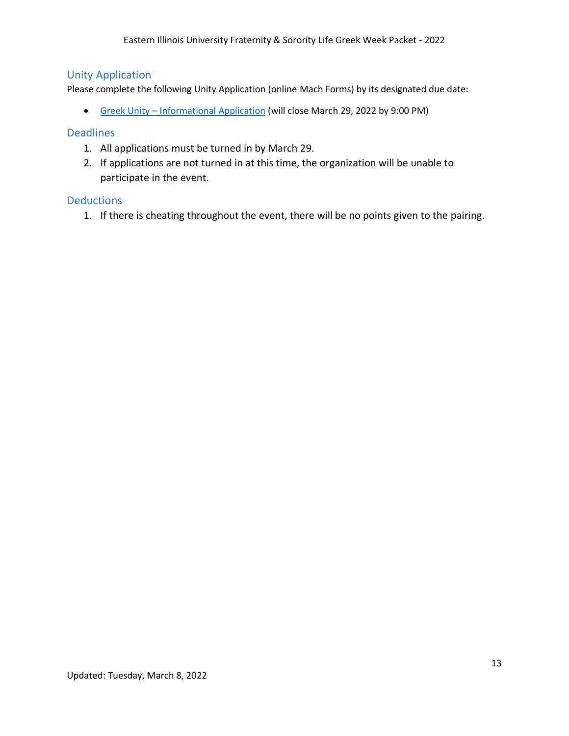## Unity Application

Please complete the following Unity Application (online Mach Forms) by its designated due date:

- Greek Unity – Informational Application (will close March 29, 2022 by 9:00 PM)

## Deadlines

1. All applications must be turned in by March 29.
2. If applications are not turned in at this time, the organization will be unable to participate in the event.

## Deductions

1. If there is cheating throughout the event, there will be no points given to the pairing.

Updated: Tuesday, March 8, 2022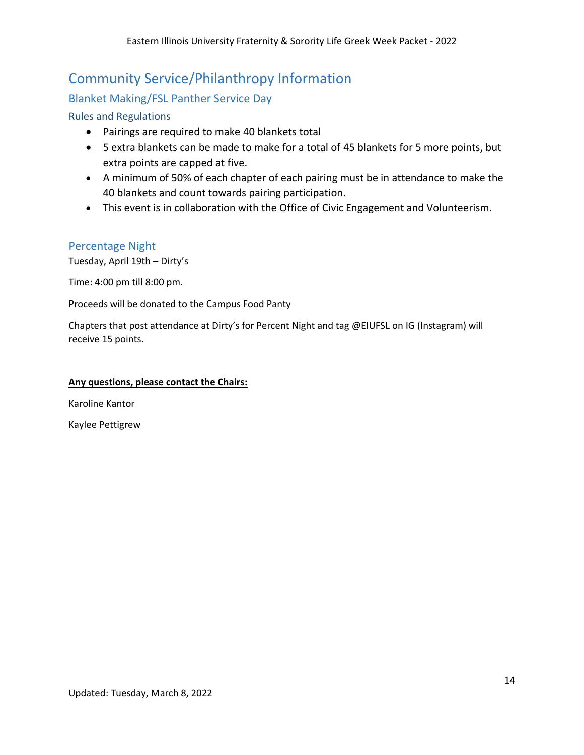# Community Service/Philanthropy Information

## Blanket Making/FSL Panther Service Day

### Rules and Regulations

- Pairings are required to make 40 blankets total
- 5 extra blankets can be made to make for a total of 45 blankets for 5 more points, but extra points are capped at five.
- A minimum of 50% of each chapter of each pairing must be in attendance to make the 40 blankets and count towards pairing participation.
- This event is in collaboration with the Office of Civic Engagement and Volunteerism.

## Percentage Night

Tuesday, April 19th – Dirty's

Time: 4:00 pm till 8:00 pm.

Proceeds will be donated to the Campus Food Panty

Chapters that post attendance at Dirty's for Percent Night and tag @EIUFSL on IG (Instagram) will receive 15 points.

**<u>Any questions, please contact the Chairs:</u>**

Karoline Kantor

Kaylee Pettigrew

Updated: Tuesday, March 8, 2022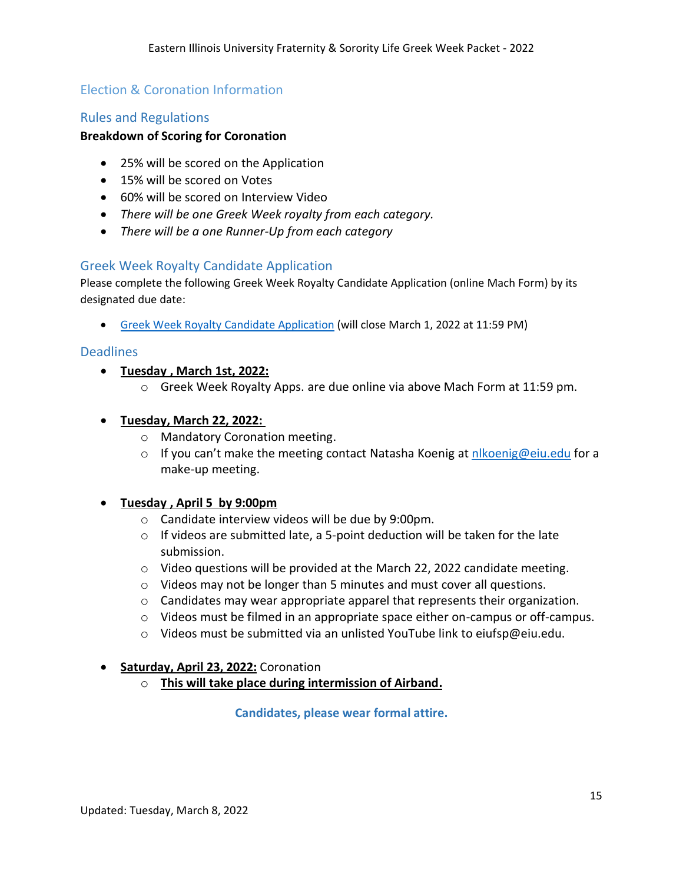## Election & Coronation Information

### Rules and Regulations

**Breakdown of Scoring for Coronation**

- 25% will be scored on the Application
- 15% will be scored on Votes
- 60% will be scored on Interview Video
- *There will be one Greek Week royalty from each category.*
- *There will be a one Runner-Up from each category*

### Greek Week Royalty Candidate Application

Please complete the following Greek Week Royalty Candidate Application (online Mach Form) by its designated due date:

- Greek Week Royalty Candidate Application (will close March 1, 2022 at 11:59 PM)

### Deadlines

- **Tuesday , March 1st, 2022:**
  - Greek Week Royalty Apps. are due online via above Mach Form at 11:59 pm.

- **Tuesday, March 22, 2022:**
  - Mandatory Coronation meeting.
  - If you can't make the meeting contact Natasha Koenig at nlkoenig@eiu.edu for a make-up meeting.

- **Tuesday , April 5 by 9:00pm**
  - Candidate interview videos will be due by 9:00pm.
  - If videos are submitted late, a 5-point deduction will be taken for the late submission.
  - Video questions will be provided at the March 22, 2022 candidate meeting.
  - Videos may not be longer than 5 minutes and must cover all questions.
  - Candidates may wear appropriate apparel that represents their organization.
  - Videos must be filmed in an appropriate space either on-campus or off-campus.
  - Videos must be submitted via an unlisted YouTube link to eiufsp@eiu.edu.

- **Saturday, April 23, 2022:** Coronation
  - **This will take place during intermission of Airband.**

**Candidates, please wear formal attire.**

Updated: Tuesday, March 8, 2022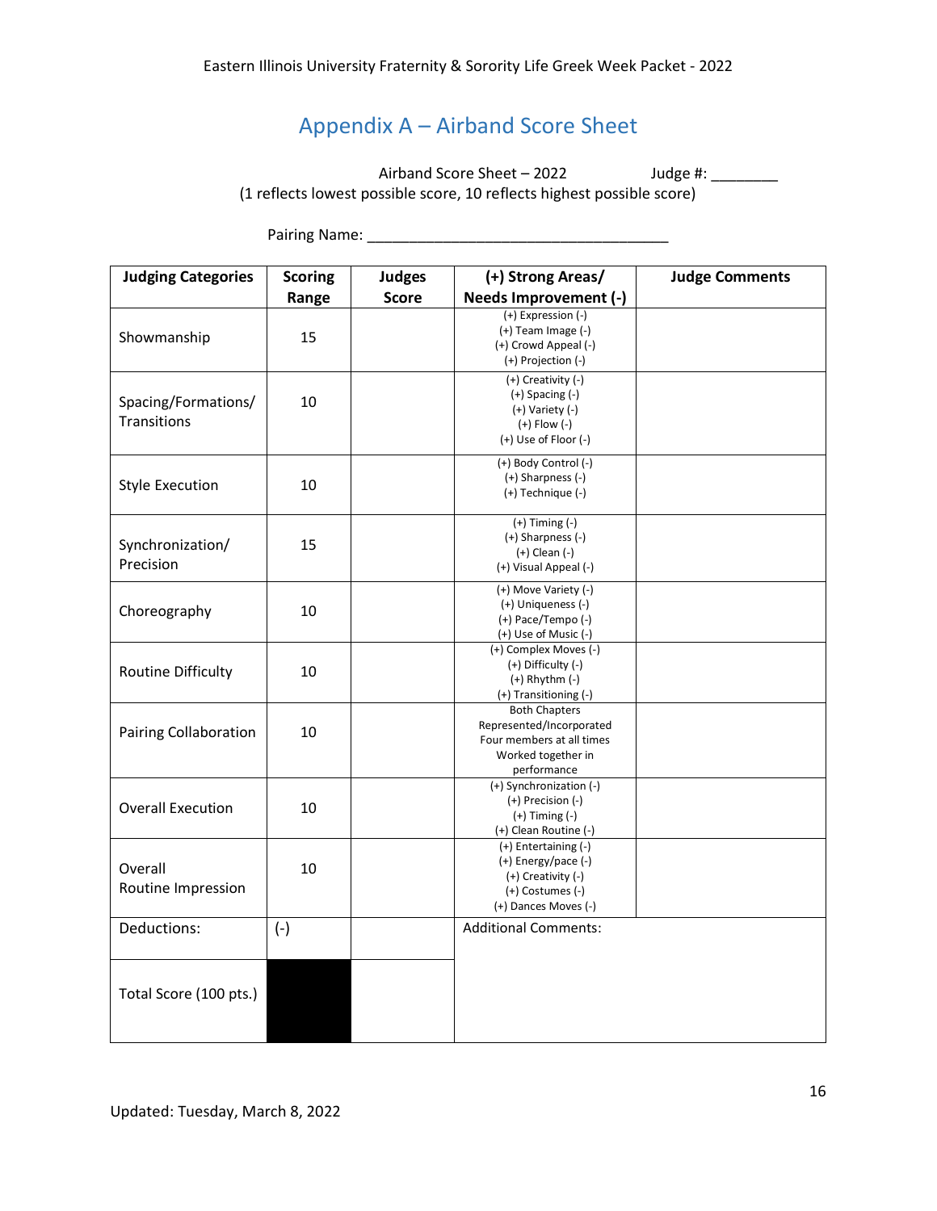## Appendix A – Airband Score Sheet

Airband Score Sheet – 2022 Judge #: ________

(1 reflects lowest possible score, 10 reflects highest possible score)

Pairing Name: ____________________________________

| Judging Categories | Scoring Range | Judges Score | (+) Strong Areas/ Needs Improvement (-) | Judge Comments |
|---|---|---|---|---|
| Showmanship | 15 | | (+) Expression (-)<br>(+) Team Image (-)<br>(+) Crowd Appeal (-)<br>(+) Projection (-) | |
| Spacing/Formations/ Transitions | 10 | | (+) Creativity (-)<br>(+) Spacing (-)<br>(+) Variety (-)<br>(+) Flow (-)<br>(+) Use of Floor (-) | |
| Style Execution | 10 | | (+) Body Control (-)<br>(+) Sharpness (-)<br>(+) Technique (-) | |
| Synchronization/ Precision | 15 | | (+) Timing (-)<br>(+) Sharpness (-)<br>(+) Clean (-)<br>(+) Visual Appeal (-) | |
| Choreography | 10 | | (+) Move Variety (-)<br>(+) Uniqueness (-)<br>(+) Pace/Tempo (-)<br>(+) Use of Music (-) | |
| Routine Difficulty | 10 | | (+) Complex Moves (-)<br>(+) Difficulty (-)<br>(+) Rhythm (-)<br>(+) Transitioning (-) | |
| Pairing Collaboration | 10 | | Both Chapters Represented/Incorporated<br>Four members at all times<br>Worked together in performance | |
| Overall Execution | 10 | | (+) Synchronization (-)<br>(+) Precision (-)<br>(+) Timing (-)<br>(+) Clean Routine (-) | |
| Overall Routine Impression | 10 | | (+) Entertaining (-)<br>(+) Energy/pace (-)<br>(+) Creativity (-)<br>(+) Costumes (-)<br>(+) Dances Moves (-) | |
| Deductions: | (-) | | Additional Comments: | |
| Total Score (100 pts.) | | | | |

Updated: Tuesday, March 8, 2022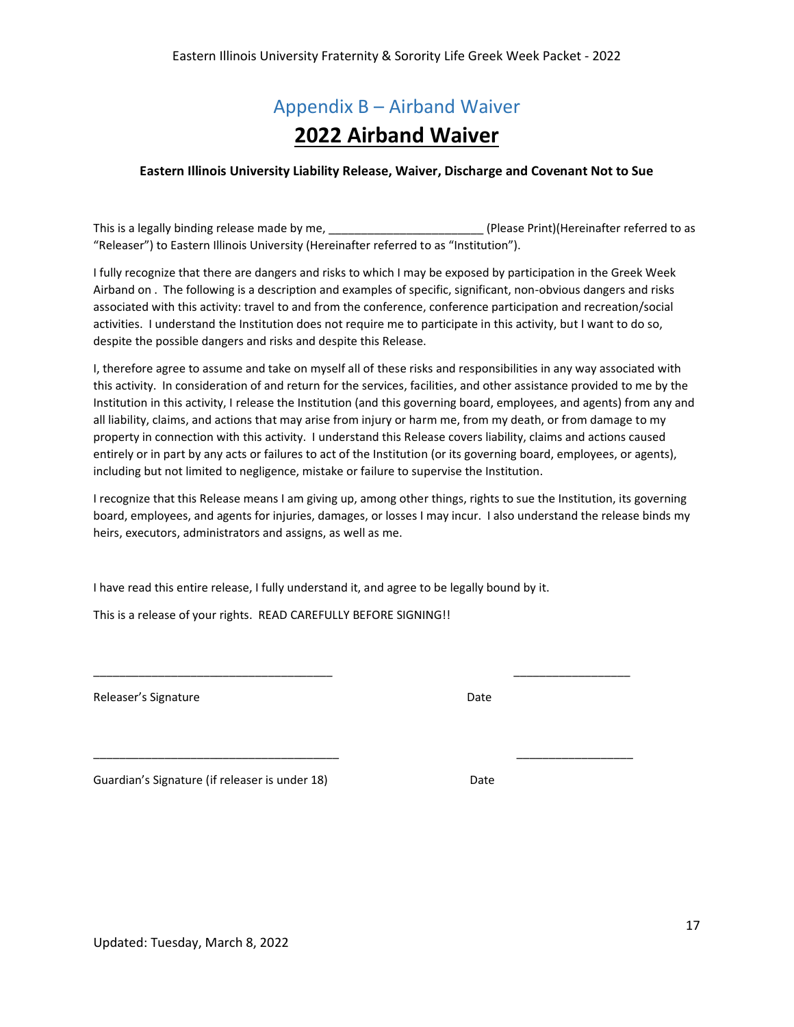## Appendix B – Airband Waiver

# 2022 Airband Waiver

**Eastern Illinois University Liability Release, Waiver, Discharge and Covenant Not to Sue**

This is a legally binding release made by me, ________________________ (Please Print)(Hereinafter referred to as "Releaser") to Eastern Illinois University (Hereinafter referred to as "Institution").

I fully recognize that there are dangers and risks to which I may be exposed by participation in the Greek Week Airband on . The following is a description and examples of specific, significant, non-obvious dangers and risks associated with this activity: travel to and from the conference, conference participation and recreation/social activities. I understand the Institution does not require me to participate in this activity, but I want to do so, despite the possible dangers and risks and despite this Release.

I, therefore agree to assume and take on myself all of these risks and responsibilities in any way associated with this activity. In consideration of and return for the services, facilities, and other assistance provided to me by the Institution in this activity, I release the Institution (and this governing board, employees, and agents) from any and all liability, claims, and actions that may arise from injury or harm me, from my death, or from damage to my property in connection with this activity. I understand this Release covers liability, claims and actions caused entirely or in part by any acts or failures to act of the Institution (or its governing board, employees, or agents), including but not limited to negligence, mistake or failure to supervise the Institution.

I recognize that this Release means I am giving up, among other things, rights to sue the Institution, its governing board, employees, and agents for injuries, damages, or losses I may incur. I also understand the release binds my heirs, executors, administrators and assigns, as well as me.

I have read this entire release, I fully understand it, and agree to be legally bound by it.

This is a release of your rights. READ CAREFULLY BEFORE SIGNING!!

_____________________________________ ______________________

Releaser's Signature Date

_____________________________________ ______________________

Guardian's Signature (if releaser is under 18) Date

Updated: Tuesday, March 8, 2022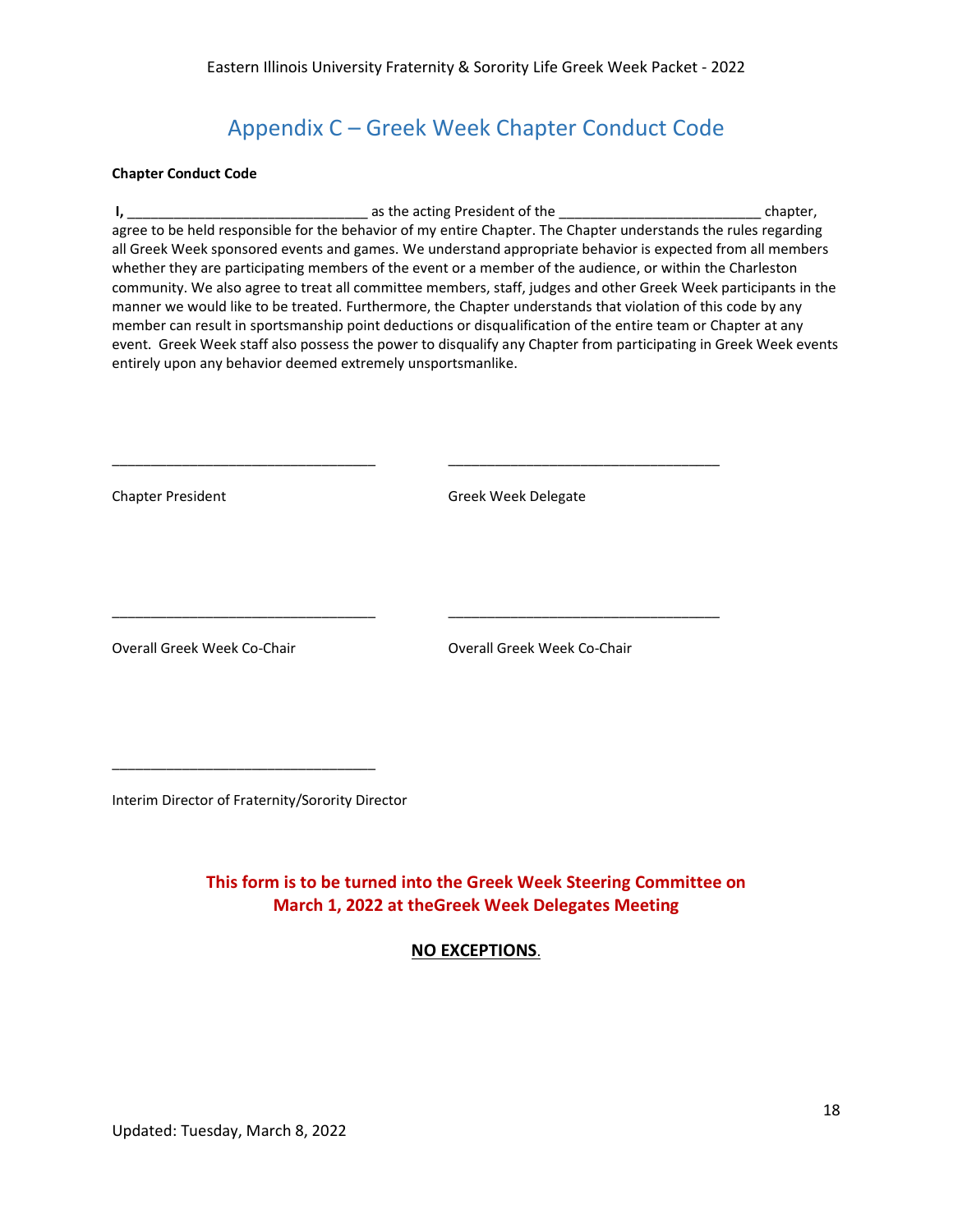# Appendix C – Greek Week Chapter Conduct Code

**Chapter Conduct Code**

**I,** ______________________________ as the acting President of the _________________________ chapter, agree to be held responsible for the behavior of my entire Chapter. The Chapter understands the rules regarding all Greek Week sponsored events and games. We understand appropriate behavior is expected from all members whether they are participating members of the event or a member of the audience, or within the Charleston community. We also agree to treat all committee members, staff, judges and other Greek Week participants in the manner we would like to be treated. Furthermore, the Chapter understands that violation of this code by any member can result in sportsmanship point deductions or disqualification of the entire team or Chapter at any event. Greek Week staff also possess the power to disqualify any Chapter from participating in Greek Week events entirely upon any behavior deemed extremely unsportsmanlike.

_________________________________ _________________________________

Chapter President Greek Week Delegate

_________________________________ _________________________________

Overall Greek Week Co-Chair Overall Greek Week Co-Chair

_________________________________

Interim Director of Fraternity/Sorority Director

**This form is to be turned into the Greek Week Steering Committee on March 1, 2022 at theGreek Week Delegates Meeting**

**NO EXCEPTIONS**.

Updated: Tuesday, March 8, 2022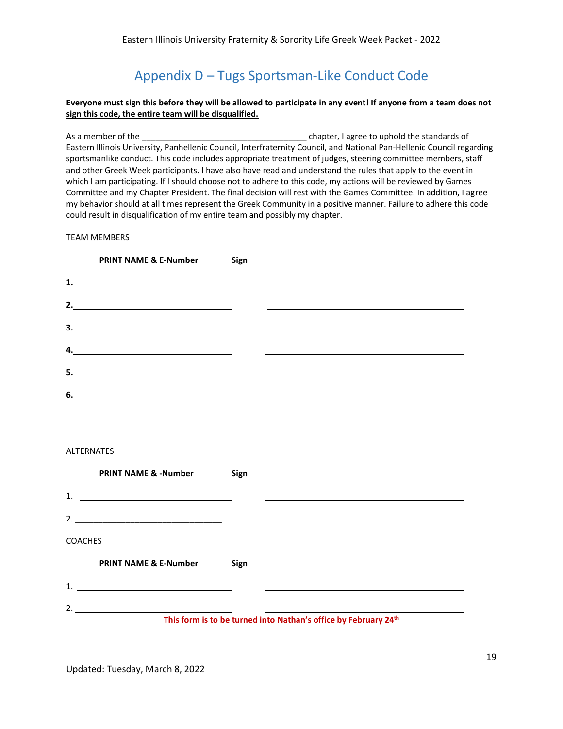# Appendix D – Tugs Sportsman-Like Conduct Code

**Everyone must sign this before they will be allowed to participate in any event! If anyone from a team does not sign this code, the entire team will be disqualified.**

As a member of the ___________________________________ chapter, I agree to uphold the standards of Eastern Illinois University, Panhellenic Council, Interfraternity Council, and National Pan-Hellenic Council regarding sportsmanlike conduct. This code includes appropriate treatment of judges, steering committee members, staff and other Greek Week participants. I have also have read and understand the rules that apply to the event in which I am participating. If I should choose not to adhere to this code, my actions will be reviewed by Games Committee and my Chapter President. The final decision will rest with the Games Committee. In addition, I agree my behavior should at all times represent the Greek Community in a positive manner. Failure to adhere this code could result in disqualification of my entire team and possibly my chapter.

TEAM MEMBERS

| | **PRINT NAME & E-Number** | **Sign** |
|---|---|---|
| **1.** | | |
| **2.** | | |
| **3.** | | |
| **4.** | | |
| **5.** | | |
| **6.** | | |

ALTERNATES

| | **PRINT NAME & -Number** | **Sign** |
|---|---|---|
| 1. | | |
| 2. | | |

COACHES

| | **PRINT NAME & E-Number** | **Sign** |
|---|---|---|
| 1. | | |
| 2. | | |

**This form is to be turned into Nathan's office by February 24th**

Updated: Tuesday, March 8, 2022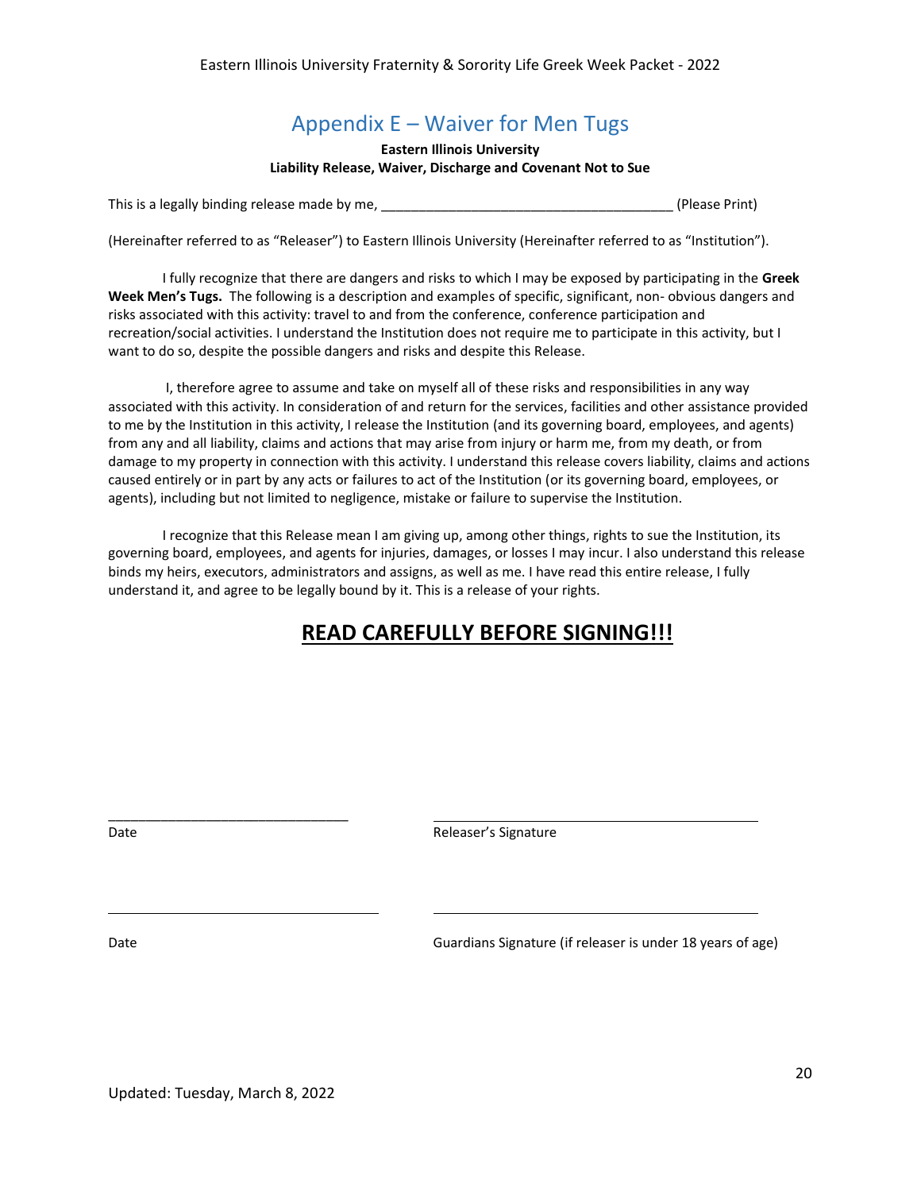## Appendix E – Waiver for Men Tugs

**Eastern Illinois University**
**Liability Release, Waiver, Discharge and Covenant Not to Sue**

This is a legally binding release made by me, ______________________________________ (Please Print)

(Hereinafter referred to as "Releaser") to Eastern Illinois University (Hereinafter referred to as "Institution").

I fully recognize that there are dangers and risks to which I may be exposed by participating in the **Greek Week Men's Tugs.** The following is a description and examples of specific, significant, non- obvious dangers and risks associated with this activity: travel to and from the conference, conference participation and recreation/social activities. I understand the Institution does not require me to participate in this activity, but I want to do so, despite the possible dangers and risks and despite this Release.

I, therefore agree to assume and take on myself all of these risks and responsibilities in any way associated with this activity. In consideration of and return for the services, facilities and other assistance provided to me by the Institution in this activity, I release the Institution (and its governing board, employees, and agents) from any and all liability, claims and actions that may arise from injury or harm me, from my death, or from damage to my property in connection with this activity. I understand this release covers liability, claims and actions caused entirely or in part by any acts or failures to act of the Institution (or its governing board, employees, or agents), including but not limited to negligence, mistake or failure to supervise the Institution.

I recognize that this Release mean I am giving up, among other things, rights to sue the Institution, its governing board, employees, and agents for injuries, damages, or losses I may incur. I also understand this release binds my heirs, executors, administrators and assigns, as well as me. I have read this entire release, I fully understand it, and agree to be legally bound by it. This is a release of your rights.

## **<u>READ CAREFULLY BEFORE SIGNING!!!</u>**

_______________________________ &nbsp;&nbsp;&nbsp;&nbsp; _______________________________

Date &nbsp;&nbsp;&nbsp;&nbsp; Releaser's Signature

_______________________________ &nbsp;&nbsp;&nbsp;&nbsp; _______________________________

Date &nbsp;&nbsp;&nbsp;&nbsp; Guardians Signature (if releaser is under 18 years of age)

Updated: Tuesday, March 8, 2022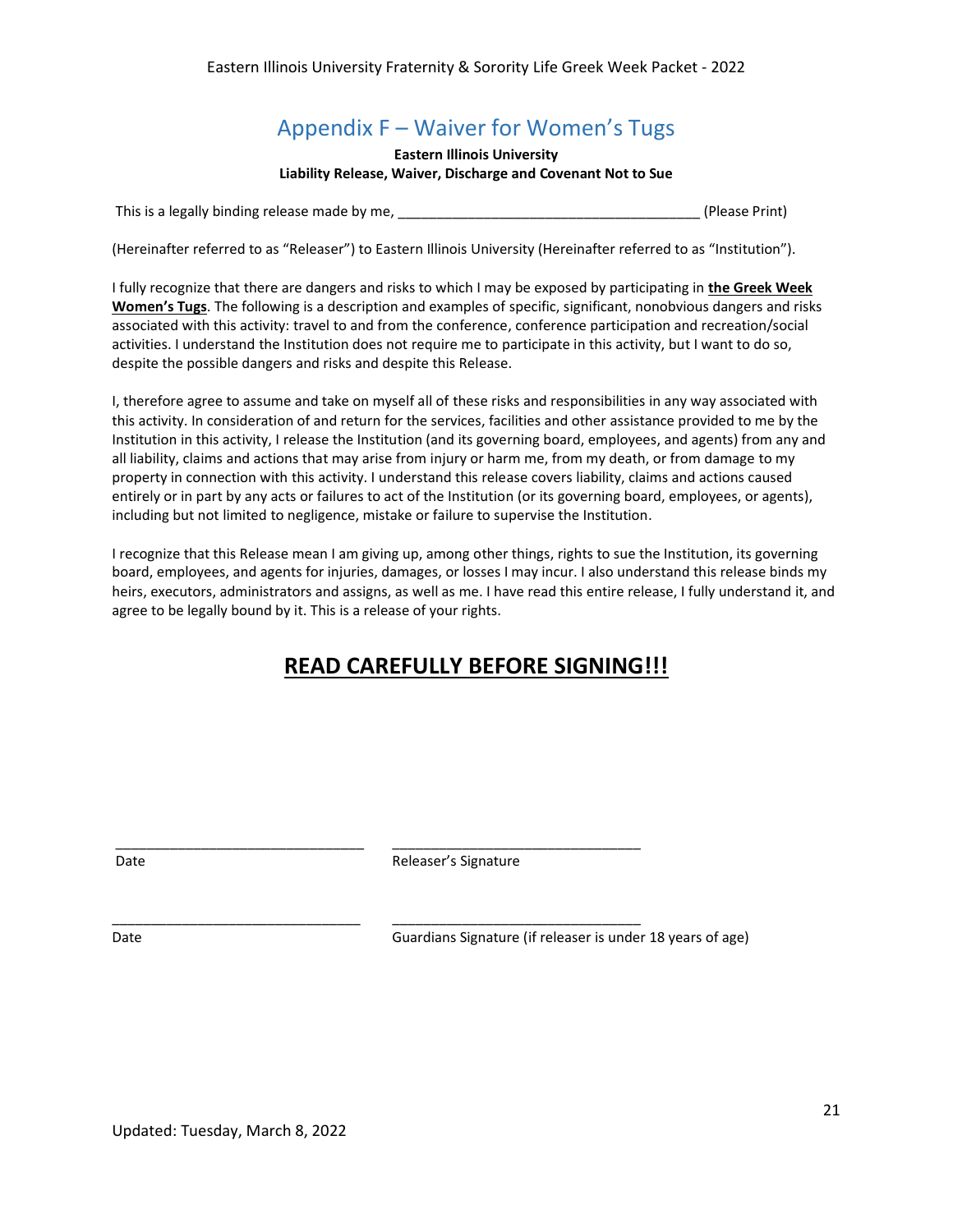## Appendix F – Waiver for Women's Tugs

**Eastern Illinois University**
**Liability Release, Waiver, Discharge and Covenant Not to Sue**

This is a legally binding release made by me, ______________________________________ (Please Print)

(Hereinafter referred to as "Releaser") to Eastern Illinois University (Hereinafter referred to as "Institution").

I fully recognize that there are dangers and risks to which I may be exposed by participating in **the Greek Week Women's Tugs**. The following is a description and examples of specific, significant, nonobvious dangers and risks associated with this activity: travel to and from the conference, conference participation and recreation/social activities. I understand the Institution does not require me to participate in this activity, but I want to do so, despite the possible dangers and risks and despite this Release.

I, therefore agree to assume and take on myself all of these risks and responsibilities in any way associated with this activity. In consideration of and return for the services, facilities and other assistance provided to me by the Institution in this activity, I release the Institution (and its governing board, employees, and agents) from any and all liability, claims and actions that may arise from injury or harm me, from my death, or from damage to my property in connection with this activity. I understand this release covers liability, claims and actions caused entirely or in part by any acts or failures to act of the Institution (or its governing board, employees, or agents), including but not limited to negligence, mistake or failure to supervise the Institution.

I recognize that this Release mean I am giving up, among other things, rights to sue the Institution, its governing board, employees, and agents for injuries, damages, or losses I may incur. I also understand this release binds my heirs, executors, administrators and assigns, as well as me. I have read this entire release, I fully understand it, and agree to be legally bound by it. This is a release of your rights.

## READ CAREFULLY BEFORE SIGNING!!!

________________________________ ________________________________
Date Releaser's Signature

________________________________ ________________________________
Date Guardians Signature (if releaser is under 18 years of age)

Updated: Tuesday, March 8, 2022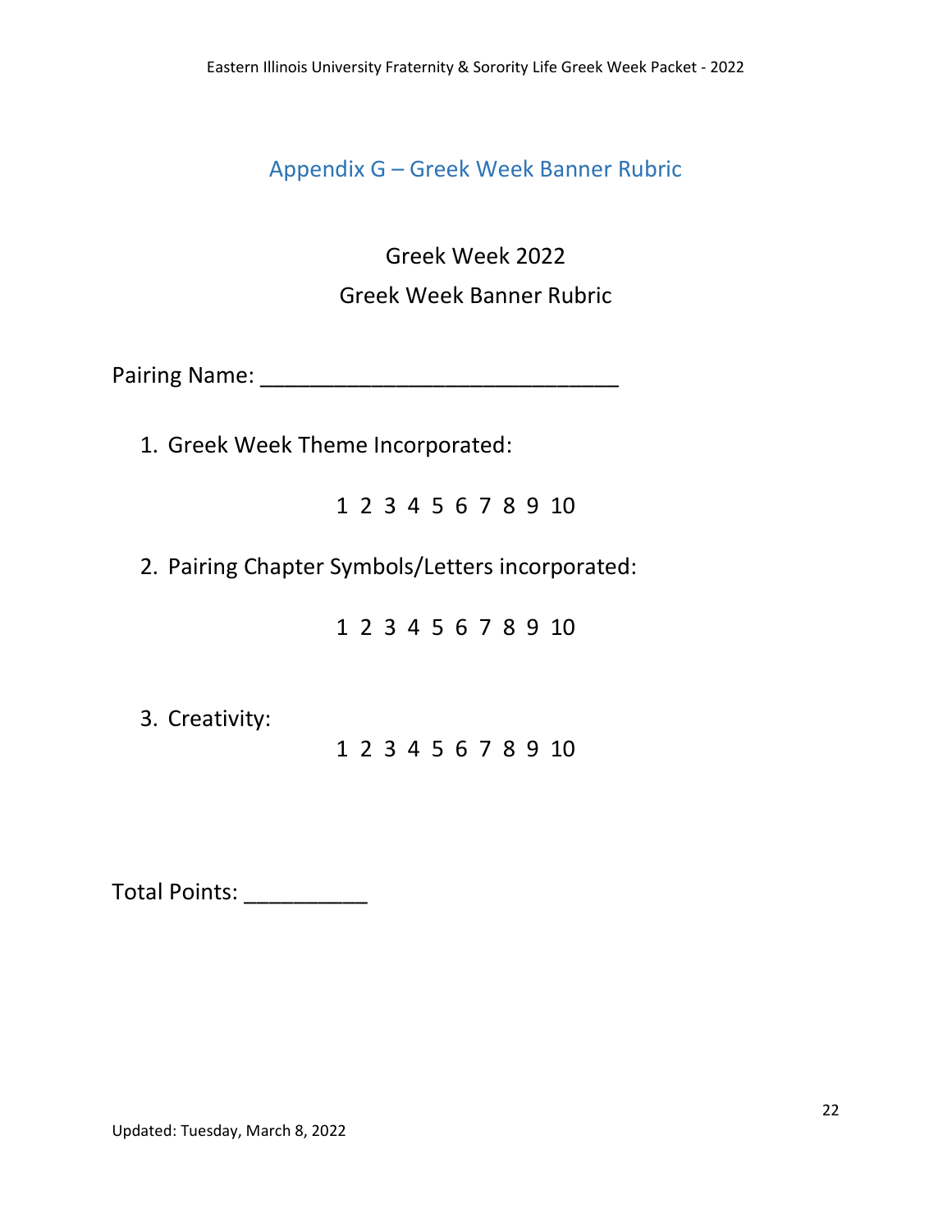## Appendix G – Greek Week Banner Rubric

Greek Week 2022

Greek Week Banner Rubric

Pairing Name: ___________________________

1. Greek Week Theme Incorporated:

   1 2 3 4 5 6 7 8 9 10

2. Pairing Chapter Symbols/Letters incorporated:

   1 2 3 4 5 6 7 8 9 10

3. Creativity:

   1 2 3 4 5 6 7 8 9 10

Total Points: __________

Updated: Tuesday, March 8, 2022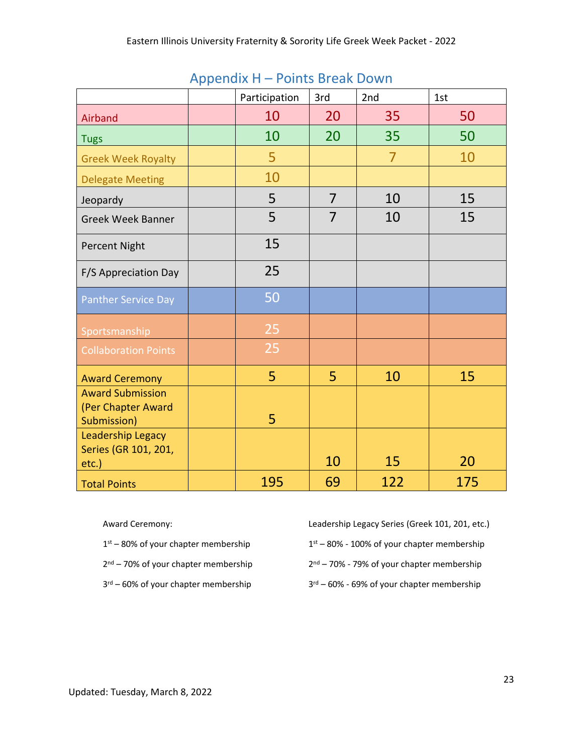## Appendix H – Points Break Down

| | | Participation | 3rd | 2nd | 1st |
|---|---|---|---|---|---|
| Airband | | 10 | 20 | 35 | 50 |
| Tugs | | 10 | 20 | 35 | 50 |
| Greek Week Royalty | | 5 | | 7 | 10 |
| Delegate Meeting | | 10 | | | |
| Jeopardy | | 5 | 7 | 10 | 15 |
| Greek Week Banner | | 5 | 7 | 10 | 15 |
| Percent Night | | 15 | | | |
| F/S Appreciation Day | | 25 | | | |
| Panther Service Day | | 50 | | | |
| Sportsmanship | | 25 | | | |
| Collaboration Points | | 25 | | | |
| Award Ceremony | | 5 | 5 | 10 | 15 |
| Award Submission (Per Chapter Award Submission) | | 5 | | | |
| Leadership Legacy Series (GR 101, 201, etc.) | | | 10 | 15 | 20 |
| Total Points | | 195 | 69 | 122 | 175 |

Award Ceremony:

1st – 80% of your chapter membership

2nd – 70% of your chapter membership

3rd – 60% of your chapter membership

Leadership Legacy Series (Greek 101, 201, etc.)

1st – 80% - 100% of your chapter membership

2nd – 70% - 79% of your chapter membership

3rd – 60% - 69% of your chapter membership

Updated: Tuesday, March 8, 2022